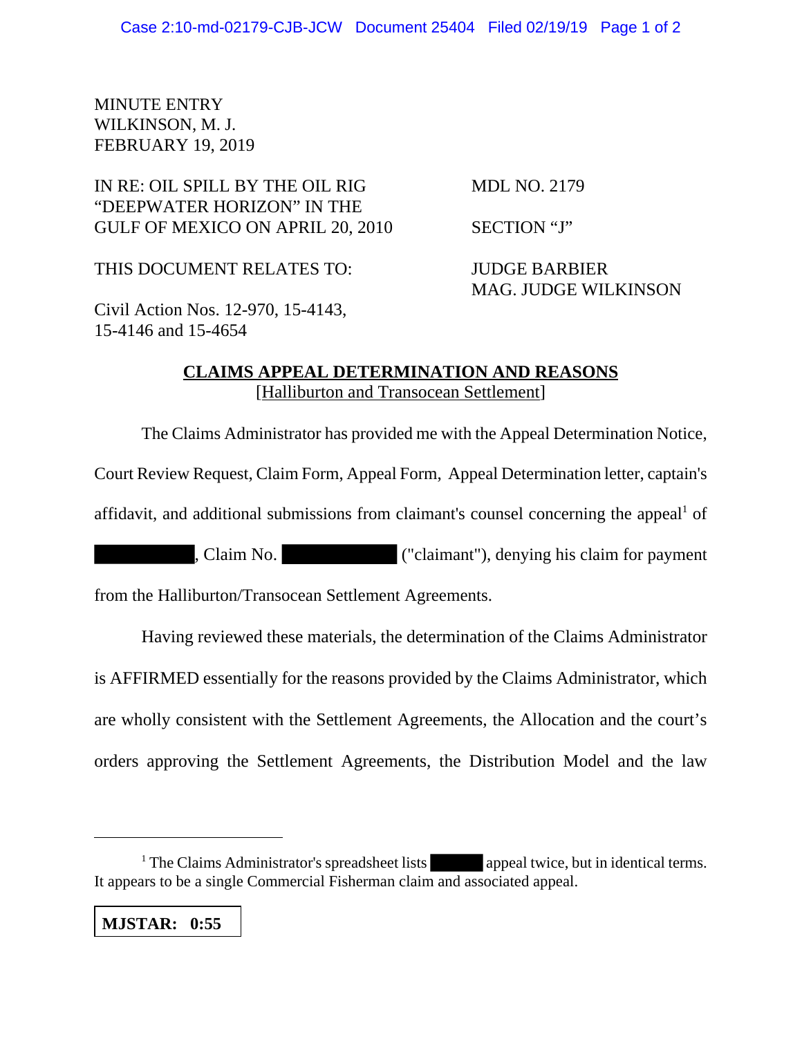MINUTE ENTRY
WILKINSON, M. J.
FEBRUARY 19, 2019

IN RE: OIL SPILL BY THE OIL RIG "DEEPWATER HORIZON" IN THE GULF OF MEXICO ON APRIL 20, 2010

MDL NO. 2179

SECTION "J"

THIS DOCUMENT RELATES TO:

JUDGE BARBIER
MAG. JUDGE WILKINSON

Civil Action Nos. 12-970, 15-4143, 15-4146 and 15-4654

## CLAIMS APPEAL DETERMINATION AND REASONS

[Halliburton and Transocean Settlement]

The Claims Administrator has provided me with the Appeal Determination Notice, Court Review Request, Claim Form, Appeal Form, Appeal Determination letter, captain's affidavit, and additional submissions from claimant's counsel concerning the appeal[1] of ██████████, Claim No. ████████████ ("claimant"), denying his claim for payment from the Halliburton/Transocean Settlement Agreements.

Having reviewed these materials, the determination of the Claims Administrator is AFFIRMED essentially for the reasons provided by the Claims Administrator, which are wholly consistent with the Settlement Agreements, the Allocation and the court's orders approving the Settlement Agreements, the Distribution Model and the law

---

[1] The Claims Administrator's spreadsheet lists ██████ appeal twice, but in identical terms. It appears to be a single Commercial Fisherman claim and associated appeal.

**MJSTAR: 0:55**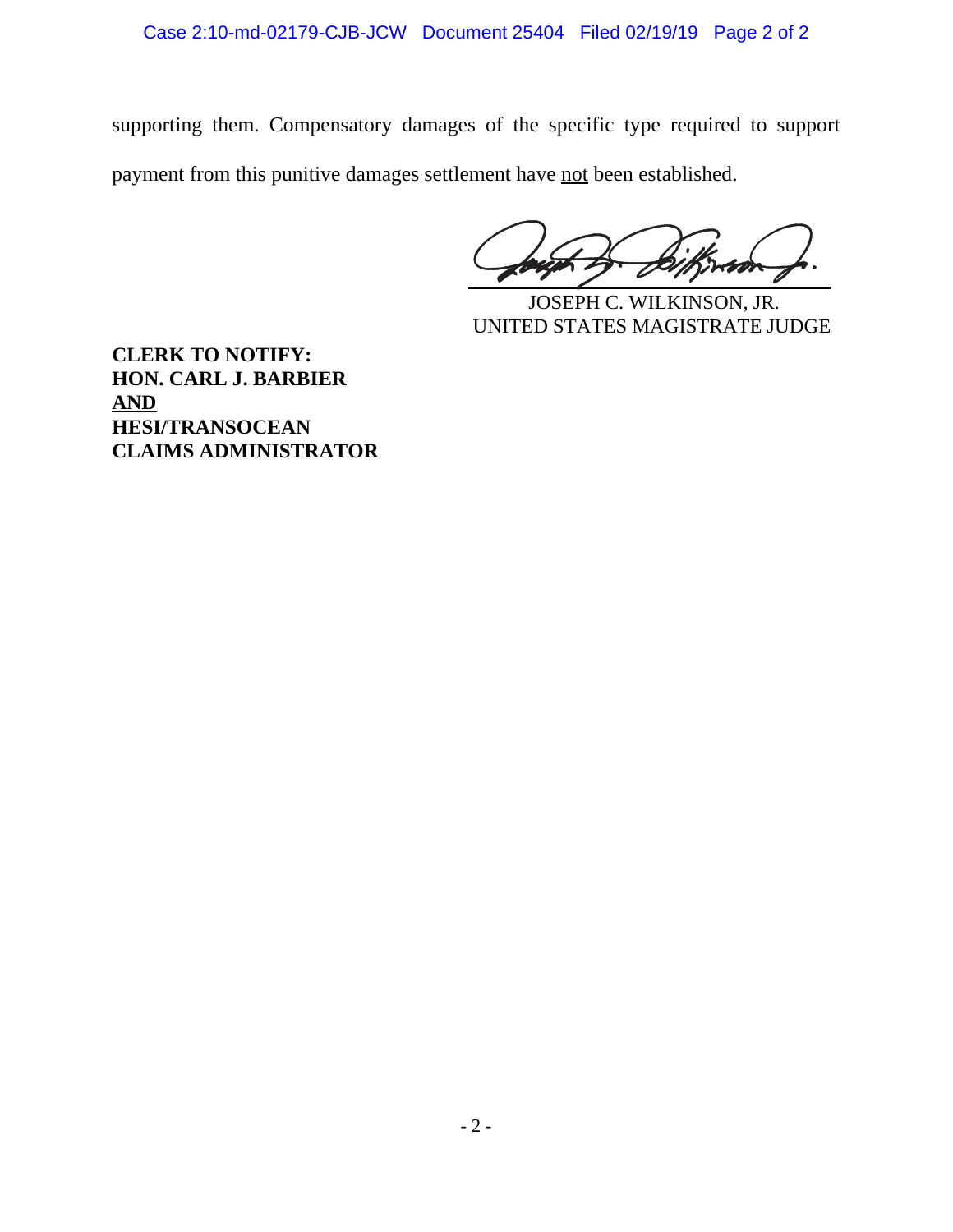supporting them. Compensatory damages of the specific type required to support payment from this punitive damages settlement have <u>not</u> been established.

JOSEPH C. WILKINSON, JR.
UNITED STATES MAGISTRATE JUDGE

**CLERK TO NOTIFY:**
**HON. CARL J. BARBIER**
**<u>AND</u>**
**HESI/TRANSOCEAN**
**CLAIMS ADMINISTRATOR**